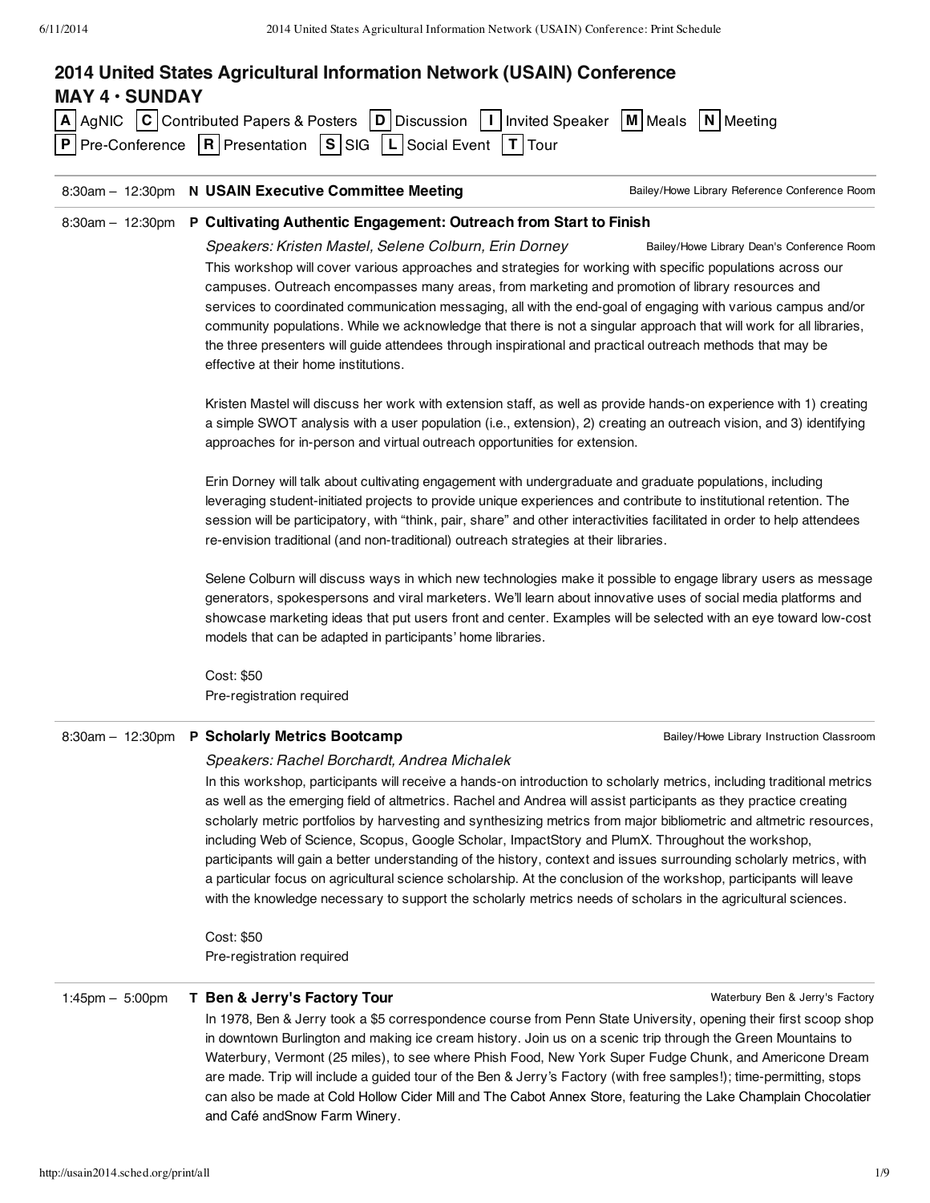# 2014 United States Agricultural Information Network (USAIN) Conference

## MAY 4 • SUNDAY

**A** AgNIC **C** Contributed Papers & Posters **D** Discussion **I** Invited Speaker **M** Meals **N** Meeting
**P** Pre-Conference **R** Presentation **S** SIG **L** Social Event **T** Tour

---

8:30am – 12:30pm **N USAIN Executive Committee Meeting** — Bailey/Howe Library Reference Conference Room

---

8:30am – 12:30pm **P Cultivating Authentic Engagement: Outreach from Start to Finish**

*Speakers: Kristen Mastel, Selene Colburn, Erin Dorney* — Bailey/Howe Library Dean's Conference Room

This workshop will cover various approaches and strategies for working with specific populations across our campuses. Outreach encompasses many areas, from marketing and promotion of library resources and services to coordinated communication messaging, all with the end-goal of engaging with various campus and/or community populations. While we acknowledge that there is not a singular approach that will work for all libraries, the three presenters will guide attendees through inspirational and practical outreach methods that may be effective at their home institutions.

Kristen Mastel will discuss her work with extension staff, as well as provide hands-on experience with 1) creating a simple SWOT analysis with a user population (i.e., extension), 2) creating an outreach vision, and 3) identifying approaches for in-person and virtual outreach opportunities for extension.

Erin Dorney will talk about cultivating engagement with undergraduate and graduate populations, including leveraging student-initiated projects to provide unique experiences and contribute to institutional retention. The session will be participatory, with "think, pair, share" and other interactivities facilitated in order to help attendees re-envision traditional (and non-traditional) outreach strategies at their libraries.

Selene Colburn will discuss ways in which new technologies make it possible to engage library users as message generators, spokespersons and viral marketers. We'll learn about innovative uses of social media platforms and showcase marketing ideas that put users front and center. Examples will be selected with an eye toward low-cost models that can be adapted in participants' home libraries.

Cost: $50
Pre-registration required

---

8:30am – 12:30pm **P Scholarly Metrics Bootcamp** — Bailey/Howe Library Instruction Classroom

*Speakers: Rachel Borchardt, Andrea Michalek*

In this workshop, participants will receive a hands-on introduction to scholarly metrics, including traditional metrics as well as the emerging field of altmetrics. Rachel and Andrea will assist participants as they practice creating scholarly metric portfolios by harvesting and synthesizing metrics from major bibliometric and altmetric resources, including Web of Science, Scopus, Google Scholar, ImpactStory and PlumX. Throughout the workshop, participants will gain a better understanding of the history, context and issues surrounding scholarly metrics, with a particular focus on agricultural science scholarship. At the conclusion of the workshop, participants will leave with the knowledge necessary to support the scholarly metrics needs of scholars in the agricultural sciences.

Cost: $50
Pre-registration required

---

1:45pm – 5:00pm **T Ben & Jerry's Factory Tour** — Waterbury Ben & Jerry's Factory

In 1978, Ben & Jerry took a $5 correspondence course from Penn State University, opening their first scoop shop in downtown Burlington and making ice cream history. Join us on a scenic trip through the Green Mountains to Waterbury, Vermont (25 miles), to see where Phish Food, New York Super Fudge Chunk, and Americone Dream are made. Trip will include a guided tour of the Ben & Jerry's Factory (with free samples!); time-permitting, stops can also be made at Cold Hollow Cider Mill and The Cabot Annex Store, featuring the Lake Champlain Chocolatier and Café andSnow Farm Winery.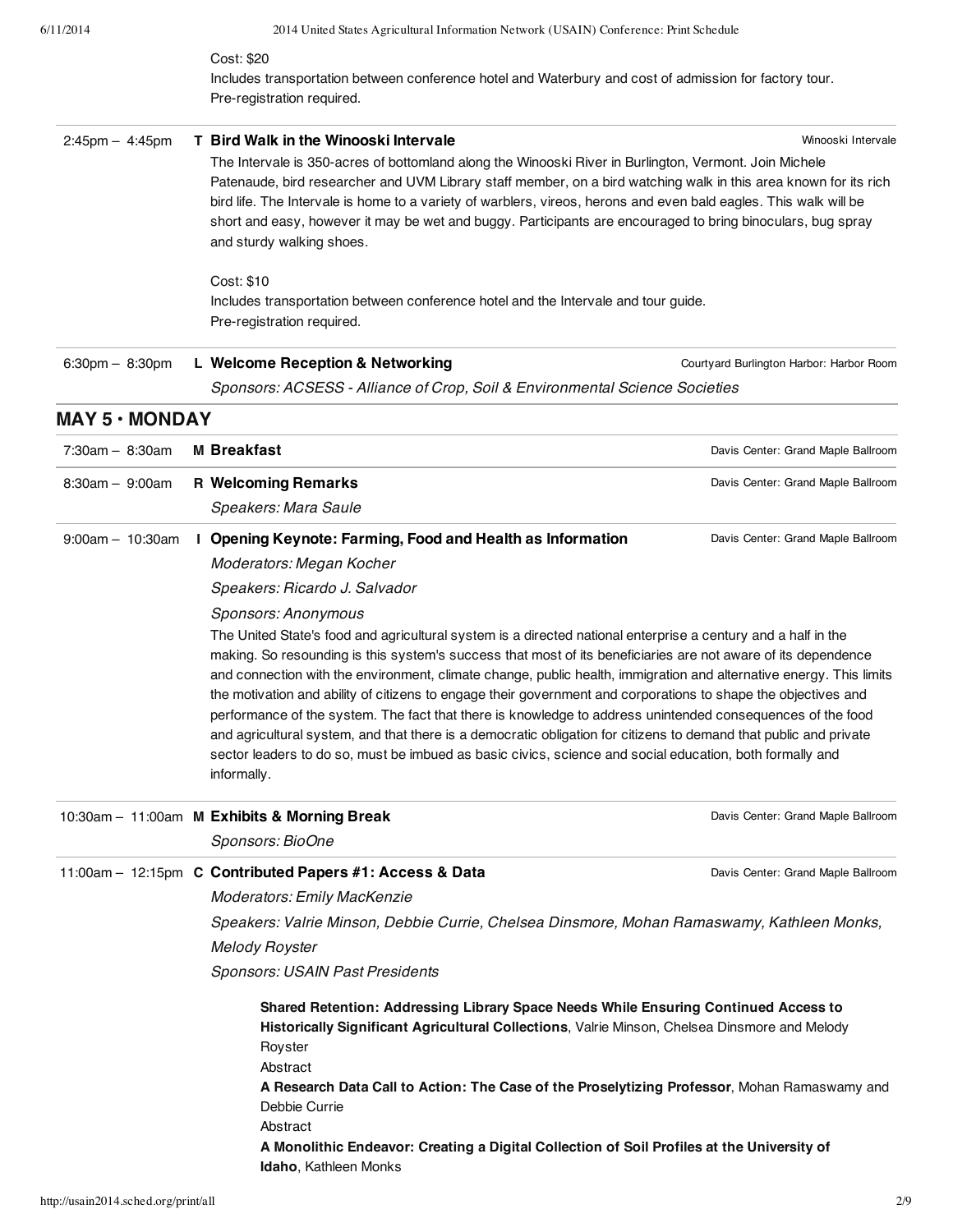Cost: $20
Includes transportation between conference hotel and Waterbury and cost of admission for factory tour.
Pre-registration required.

---

2:45pm – 4:45pm **T Bird Walk in the Winooski Intervale** — Winooski Intervale

The Intervale is 350-acres of bottomland along the Winooski River in Burlington, Vermont. Join Michele Patenaude, bird researcher and UVM Library staff member, on a bird watching walk in this area known for its rich bird life. The Intervale is home to a variety of warblers, vireos, herons and even bald eagles. This walk will be short and easy, however it may be wet and buggy. Participants are encouraged to bring binoculars, bug spray and sturdy walking shoes.

Cost: $10
Includes transportation between conference hotel and the Intervale and tour guide.
Pre-registration required.

---

6:30pm – 8:30pm **L Welcome Reception & Networking** — Courtyard Burlington Harbor: Harbor Room

*Sponsors: ACSESS - Alliance of Crop, Soil & Environmental Science Societies*

## MAY 5 • MONDAY

7:30am – 8:30am **M Breakfast** — Davis Center: Grand Maple Ballroom

---

8:30am – 9:00am **R Welcoming Remarks** — Davis Center: Grand Maple Ballroom

*Speakers: Mara Saule*

---

9:00am – 10:30am **I Opening Keynote: Farming, Food and Health as Information** — Davis Center: Grand Maple Ballroom

*Moderators: Megan Kocher*

*Speakers: Ricardo J. Salvador*

*Sponsors: Anonymous*

The United State's food and agricultural system is a directed national enterprise a century and a half in the making. So resounding is this system's success that most of its beneficiaries are not aware of its dependence and connection with the environment, climate change, public health, immigration and alternative energy. This limits the motivation and ability of citizens to engage their government and corporations to shape the objectives and performance of the system. The fact that there is knowledge to address unintended consequences of the food and agricultural system, and that there is a democratic obligation for citizens to demand that public and private sector leaders to do so, must be imbued as basic civics, science and social education, both formally and informally.

---

10:30am – 11:00am **M Exhibits & Morning Break** — Davis Center: Grand Maple Ballroom

*Sponsors: BioOne*

---

11:00am – 12:15pm **C Contributed Papers #1: Access & Data** — Davis Center: Grand Maple Ballroom

*Moderators: Emily MacKenzie*

*Speakers: Valrie Minson, Debbie Currie, Chelsea Dinsmore, Mohan Ramaswamy, Kathleen Monks, Melody Royster*

*Sponsors: USAIN Past Presidents*

**Shared Retention: Addressing Library Space Needs While Ensuring Continued Access to Historically Significant Agricultural Collections**, Valrie Minson, Chelsea Dinsmore and Melody Royster
Abstract

**A Research Data Call to Action: The Case of the Proselytizing Professor**, Mohan Ramaswamy and Debbie Currie
Abstract

**A Monolithic Endeavor: Creating a Digital Collection of Soil Profiles at the University of Idaho**, Kathleen Monks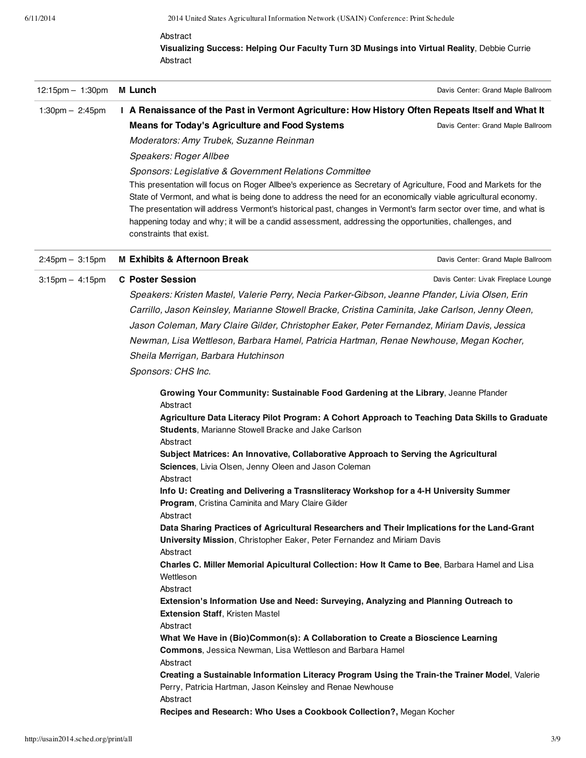Abstract

**Visualizing Success: Helping Our Faculty Turn 3D Musings into Virtual Reality**, Debbie Currie

Abstract

---

12:15pm – 1:30pm **M Lunch** — Davis Center: Grand Maple Ballroom

---

1:30pm – 2:45pm **I A Renaissance of the Past in Vermont Agriculture: How History Often Repeats Itself and What It Means for Today's Agriculture and Food Systems** — Davis Center: Grand Maple Ballroom

*Moderators: Amy Trubek, Suzanne Reinman*

*Speakers: Roger Allbee*

*Sponsors: Legislative & Government Relations Committee*

This presentation will focus on Roger Allbee's experience as Secretary of Agriculture, Food and Markets for the State of Vermont, and what is being done to address the need for an economically viable agricultural economy. The presentation will address Vermont's historical past, changes in Vermont's farm sector over time, and what is happening today and why; it will be a candid assessment, addressing the opportunities, challenges, and constraints that exist.

---

2:45pm – 3:15pm **M Exhibits & Afternoon Break** — Davis Center: Grand Maple Ballroom

---

3:15pm – 4:15pm **C Poster Session** — Davis Center: Livak Fireplace Lounge

*Speakers: Kristen Mastel, Valerie Perry, Necia Parker-Gibson, Jeanne Pfander, Livia Olsen, Erin Carrillo, Jason Keinsley, Marianne Stowell Bracke, Cristina Caminita, Jake Carlson, Jenny Oleen, Jason Coleman, Mary Claire Gilder, Christopher Eaker, Peter Fernandez, Miriam Davis, Jessica Newman, Lisa Wettleson, Barbara Hamel, Patricia Hartman, Renae Newhouse, Megan Kocher, Sheila Merrigan, Barbara Hutchinson*

*Sponsors: CHS Inc.*

**Growing Your Community: Sustainable Food Gardening at the Library**, Jeanne Pfander

Abstract

**Agriculture Data Literacy Pilot Program: A Cohort Approach to Teaching Data Skills to Graduate Students**, Marianne Stowell Bracke and Jake Carlson

Abstract

**Subject Matrices: An Innovative, Collaborative Approach to Serving the Agricultural Sciences**, Livia Olsen, Jenny Oleen and Jason Coleman

Abstract

**Info U: Creating and Delivering a Trasnsliteracy Workshop for a 4-H University Summer Program**, Cristina Caminita and Mary Claire Gilder

Abstract

**Data Sharing Practices of Agricultural Researchers and Their Implications for the Land-Grant University Mission**, Christopher Eaker, Peter Fernandez and Miriam Davis

Abstract

**Charles C. Miller Memorial Apicultural Collection: How It Came to Bee**, Barbara Hamel and Lisa Wettleson

Abstract

**Extension's Information Use and Need: Surveying, Analyzing and Planning Outreach to Extension Staff**, Kristen Mastel

Abstract

**What We Have in (Bio)Common(s): A Collaboration to Create a Bioscience Learning Commons**, Jessica Newman, Lisa Wettleson and Barbara Hamel

Abstract

**Creating a Sustainable Information Literacy Program Using the Train-the Trainer Model**, Valerie Perry, Patricia Hartman, Jason Keinsley and Renae Newhouse

Abstract

**Recipes and Research: Who Uses a Cookbook Collection?,** Megan Kocher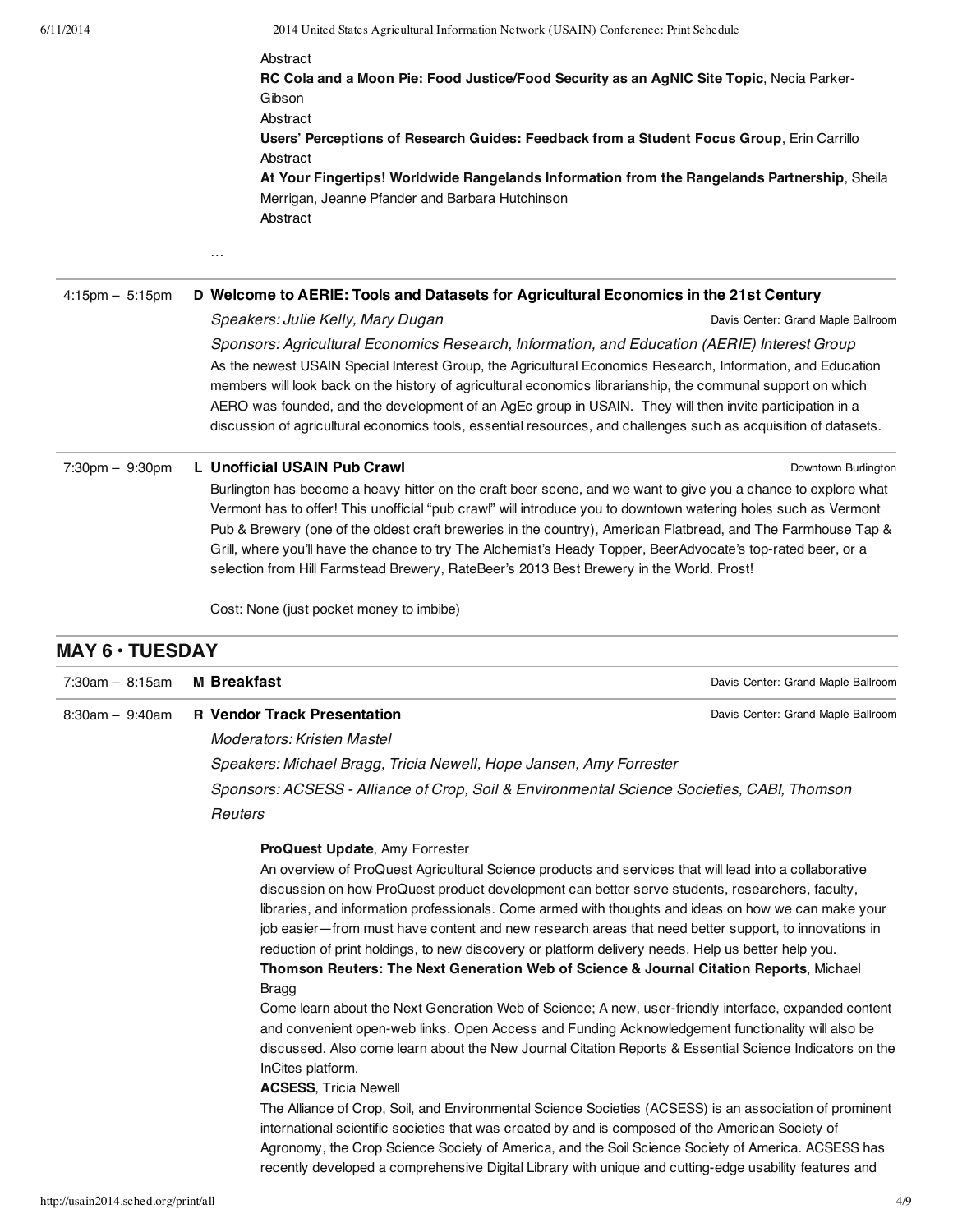Abstract

**RC Cola and a Moon Pie: Food Justice/Food Security as an AgNIC Site Topic**, Necia Parker-Gibson

Abstract

**Users' Perceptions of Research Guides: Feedback from a Student Focus Group**, Erin Carrillo

Abstract

**At Your Fingertips! Worldwide Rangelands Information from the Rangelands Partnership**, Sheila Merrigan, Jeanne Pfander and Barbara Hutchinson

Abstract

…

---

4:15pm – 5:15pm **D Welcome to AERIE: Tools and Datasets for Agricultural Economics in the 21st Century**

*Speakers: Julie Kelly, Mary Dugan* — Davis Center: Grand Maple Ballroom

*Sponsors: Agricultural Economics Research, Information, and Education (AERIE) Interest Group*

As the newest USAIN Special Interest Group, the Agricultural Economics Research, Information, and Education members will look back on the history of agricultural economics librarianship, the communal support on which AERO was founded, and the development of an AgEc group in USAIN. They will then invite participation in a discussion of agricultural economics tools, essential resources, and challenges such as acquisition of datasets.

---

7:30pm – 9:30pm **L Unofficial USAIN Pub Crawl** — Downtown Burlington

Burlington has become a heavy hitter on the craft beer scene, and we want to give you a chance to explore what Vermont has to offer! This unofficial "pub crawl" will introduce you to downtown watering holes such as Vermont Pub & Brewery (one of the oldest craft breweries in the country), American Flatbread, and The Farmhouse Tap & Grill, where you'll have the chance to try The Alchemist's Heady Topper, BeerAdvocate's top-rated beer, or a selection from Hill Farmstead Brewery, RateBeer's 2013 Best Brewery in the World. Prost!

Cost: None (just pocket money to imbibe)

## MAY 6 • TUESDAY

7:30am – 8:15am **M Breakfast** — Davis Center: Grand Maple Ballroom

---

8:30am – 9:40am **R Vendor Track Presentation** — Davis Center: Grand Maple Ballroom

*Moderators: Kristen Mastel*

*Speakers: Michael Bragg, Tricia Newell, Hope Jansen, Amy Forrester*

*Sponsors: ACSESS - Alliance of Crop, Soil & Environmental Science Societies, CABI, Thomson Reuters*

**ProQuest Update**, Amy Forrester

An overview of ProQuest Agricultural Science products and services that will lead into a collaborative discussion on how ProQuest product development can better serve students, researchers, faculty, libraries, and information professionals. Come armed with thoughts and ideas on how we can make your job easier—from must have content and new research areas that need better support, to innovations in reduction of print holdings, to new discovery or platform delivery needs. Help us better help you.

**Thomson Reuters: The Next Generation Web of Science & Journal Citation Reports**, Michael Bragg

Come learn about the Next Generation Web of Science; A new, user-friendly interface, expanded content and convenient open-web links. Open Access and Funding Acknowledgement functionality will also be discussed. Also come learn about the New Journal Citation Reports & Essential Science Indicators on the InCites platform.

**ACSESS**, Tricia Newell

The Alliance of Crop, Soil, and Environmental Science Societies (ACSESS) is an association of prominent international scientific societies that was created by and is composed of the American Society of Agronomy, the Crop Science Society of America, and the Soil Science Society of America. ACSESS has recently developed a comprehensive Digital Library with unique and cutting-edge usability features and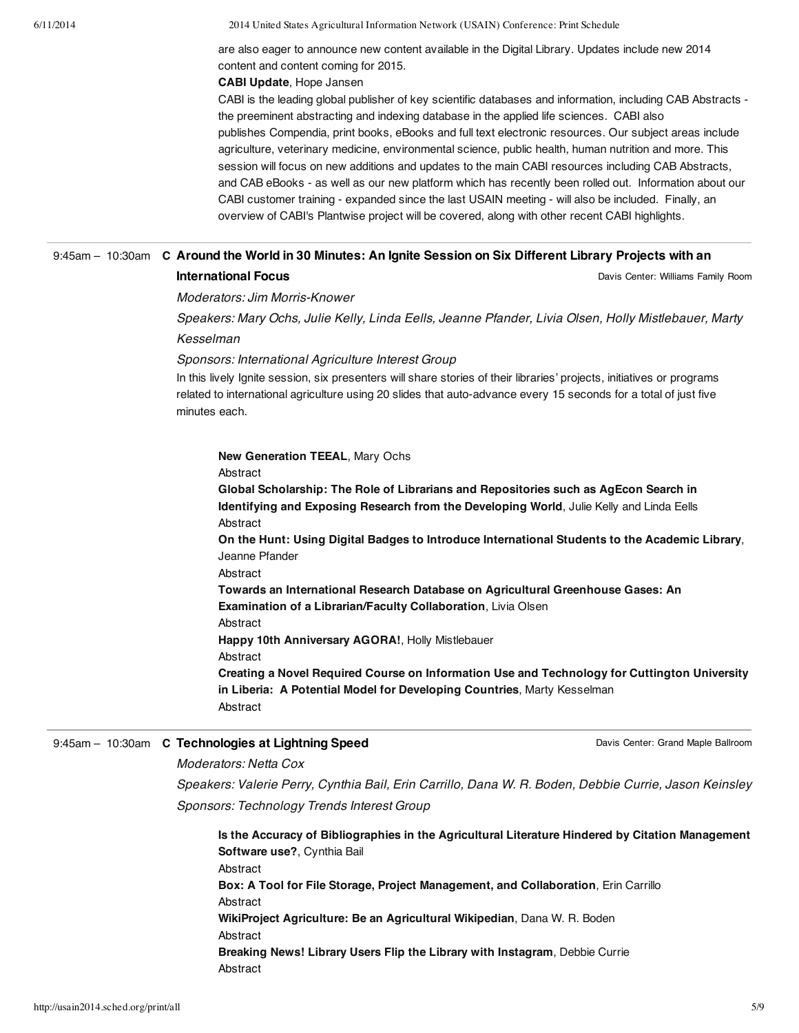are also eager to announce new content available in the Digital Library. Updates include new 2014 content and content coming for 2015.

**CABI Update**, Hope Jansen

CABI is the leading global publisher of key scientific databases and information, including CAB Abstracts - the preeminent abstracting and indexing database in the applied life sciences. CABI also publishes Compendia, print books, eBooks and full text electronic resources. Our subject areas include agriculture, veterinary medicine, environmental science, public health, human nutrition and more. This session will focus on new additions and updates to the main CABI resources including CAB Abstracts, and CAB eBooks - as well as our new platform which has recently been rolled out. Information about our CABI customer training - expanded since the last USAIN meeting - will also be included. Finally, an overview of CABI's Plantwise project will be covered, along with other recent CABI highlights.

---

9:45am – 10:30am **C Around the World in 30 Minutes: An Ignite Session on Six Different Library Projects with an International Focus** — Davis Center: Williams Family Room

*Moderators: Jim Morris-Knower*

*Speakers: Mary Ochs, Julie Kelly, Linda Eells, Jeanne Pfander, Livia Olsen, Holly Mistlebauer, Marty Kesselman*

*Sponsors: International Agriculture Interest Group*

In this lively Ignite session, six presenters will share stories of their libraries' projects, initiatives or programs related to international agriculture using 20 slides that auto-advance every 15 seconds for a total of just five minutes each.

**New Generation TEEAL**, Mary Ochs
Abstract

**Global Scholarship: The Role of Librarians and Repositories such as AgEcon Search in Identifying and Exposing Research from the Developing World**, Julie Kelly and Linda Eells
Abstract

**On the Hunt: Using Digital Badges to Introduce International Students to the Academic Library**, Jeanne Pfander
Abstract

**Towards an International Research Database on Agricultural Greenhouse Gases: An Examination of a Librarian/Faculty Collaboration**, Livia Olsen
Abstract

**Happy 10th Anniversary AGORA!**, Holly Mistlebauer
Abstract

**Creating a Novel Required Course on Information Use and Technology for Cuttington University in Liberia: A Potential Model for Developing Countries**, Marty Kesselman
Abstract

---

9:45am – 10:30am **C Technologies at Lightning Speed** — Davis Center: Grand Maple Ballroom

*Moderators: Netta Cox*

*Speakers: Valerie Perry, Cynthia Bail, Erin Carrillo, Dana W. R. Boden, Debbie Currie, Jason Keinsley*

*Sponsors: Technology Trends Interest Group*

**Is the Accuracy of Bibliographies in the Agricultural Literature Hindered by Citation Management Software use?**, Cynthia Bail
Abstract

**Box: A Tool for File Storage, Project Management, and Collaboration**, Erin Carrillo
Abstract

**WikiProject Agriculture: Be an Agricultural Wikipedian**, Dana W. R. Boden
Abstract

**Breaking News! Library Users Flip the Library with Instagram**, Debbie Currie
Abstract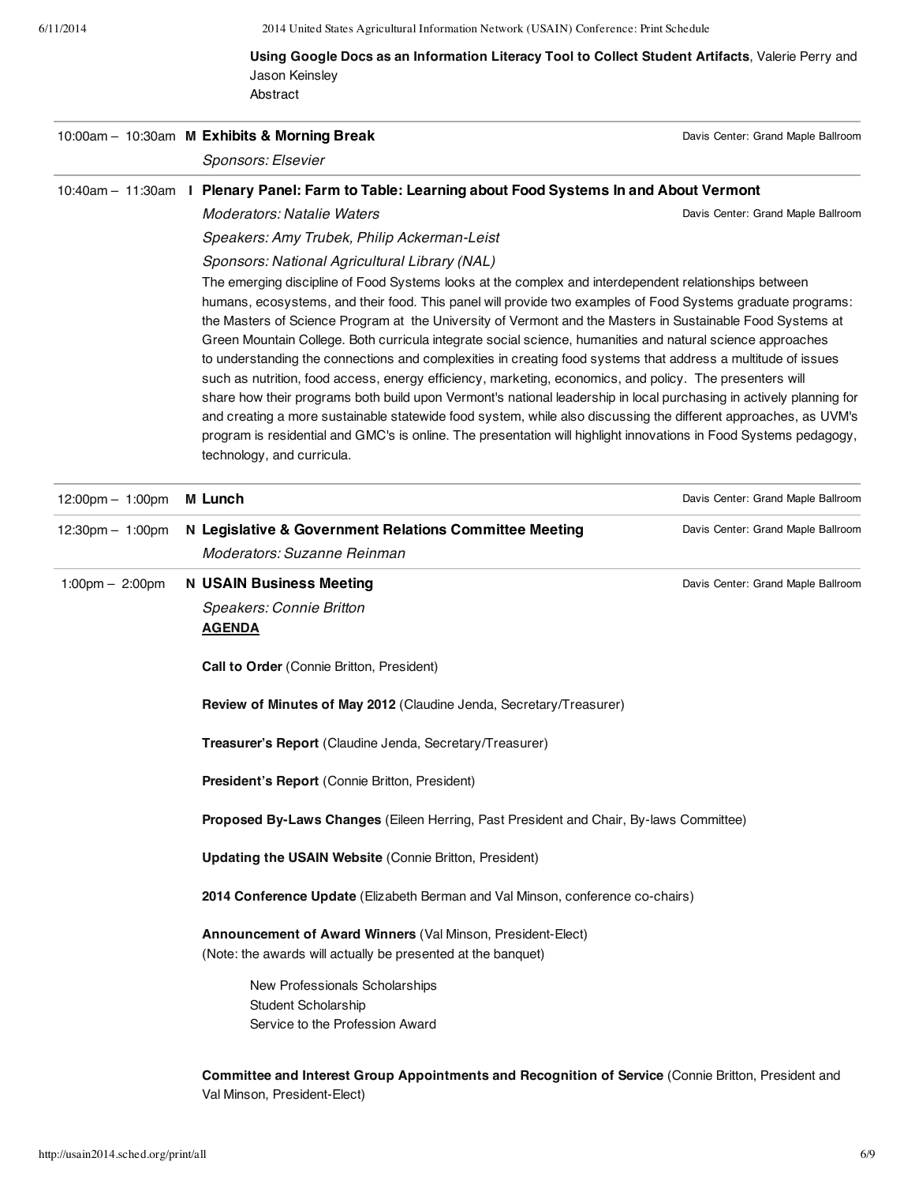**Using Google Docs as an Information Literacy Tool to Collect Student Artifacts**, Valerie Perry and Jason Keinsley
Abstract

---

10:00am – 10:30am **M** **Exhibits & Morning Break** — Davis Center: Grand Maple Ballroom

*Sponsors: Elsevier*

---

10:40am – 11:30am **I** **Plenary Panel: Farm to Table: Learning about Food Systems In and About Vermont**

*Moderators: Natalie Waters* — Davis Center: Grand Maple Ballroom

*Speakers: Amy Trubek, Philip Ackerman-Leist*

*Sponsors: National Agricultural Library (NAL)*

The emerging discipline of Food Systems looks at the complex and interdependent relationships between humans, ecosystems, and their food. This panel will provide two examples of Food Systems graduate programs: the Masters of Science Program at the University of Vermont and the Masters in Sustainable Food Systems at Green Mountain College. Both curricula integrate social science, humanities and natural science approaches to understanding the connections and complexities in creating food systems that address a multitude of issues such as nutrition, food access, energy efficiency, marketing, economics, and policy. The presenters will share how their programs both build upon Vermont's national leadership in local purchasing in actively planning for and creating a more sustainable statewide food system, while also discussing the different approaches, as UVM's program is residential and GMC's is online. The presentation will highlight innovations in Food Systems pedagogy, technology, and curricula.

---

12:00pm – 1:00pm **M** **Lunch** — Davis Center: Grand Maple Ballroom

---

12:30pm – 1:00pm **N** **Legislative & Government Relations Committee Meeting** — Davis Center: Grand Maple Ballroom

*Moderators: Suzanne Reinman*

---

1:00pm – 2:00pm **N** **USAIN Business Meeting** — Davis Center: Grand Maple Ballroom

*Speakers: Connie Britton*

**AGENDA**

**Call to Order** (Connie Britton, President)

**Review of Minutes of May 2012** (Claudine Jenda, Secretary/Treasurer)

**Treasurer's Report** (Claudine Jenda, Secretary/Treasurer)

**President's Report** (Connie Britton, President)

**Proposed By-Laws Changes** (Eileen Herring, Past President and Chair, By-laws Committee)

**Updating the USAIN Website** (Connie Britton, President)

**2014 Conference Update** (Elizabeth Berman and Val Minson, conference co-chairs)

**Announcement of Award Winners** (Val Minson, President-Elect)
(Note: the awards will actually be presented at the banquet)

- New Professionals Scholarships
- Student Scholarship
- Service to the Profession Award

**Committee and Interest Group Appointments and Recognition of Service** (Connie Britton, President and Val Minson, President-Elect)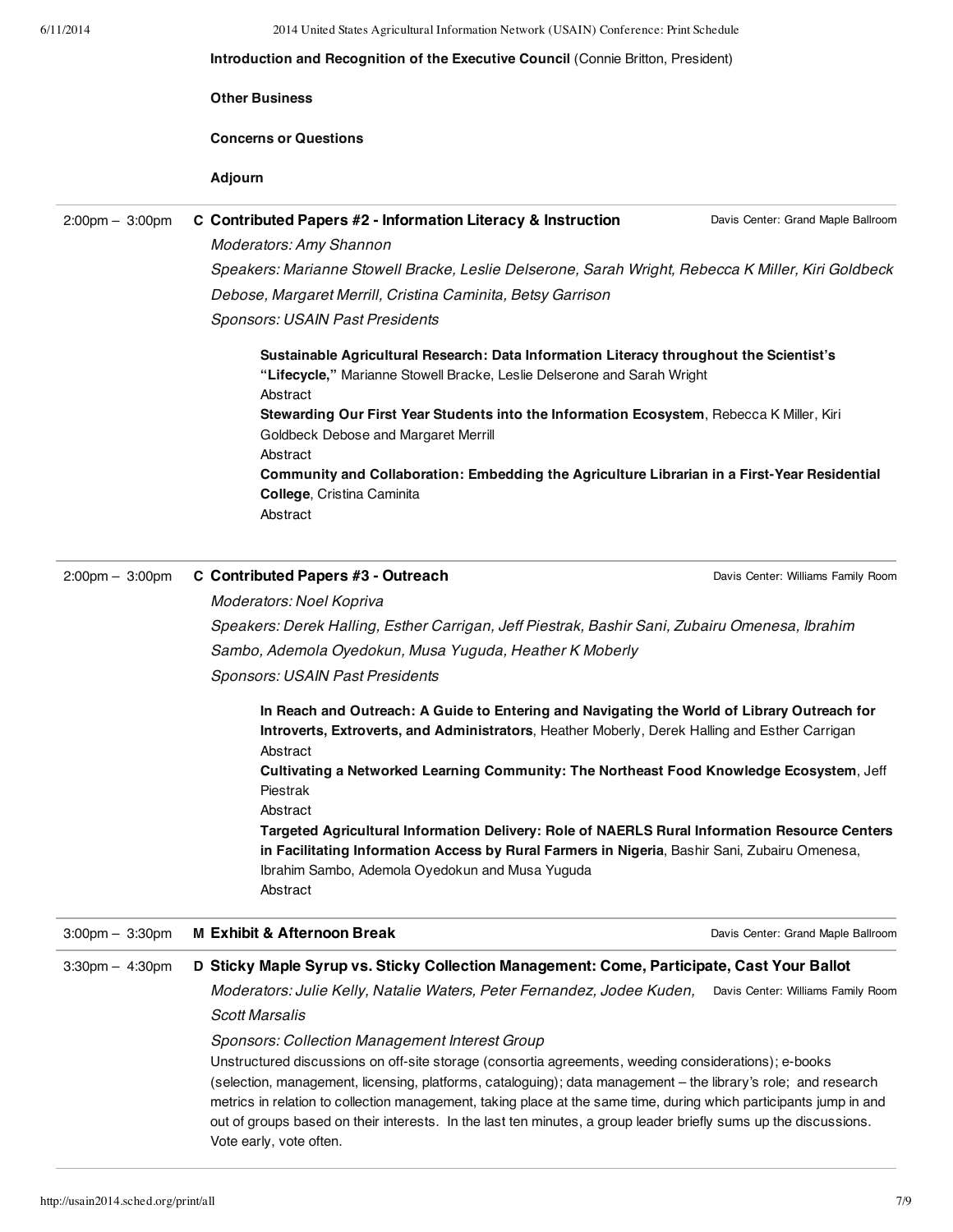**Introduction and Recognition of the Executive Council** (Connie Britton, President)

**Other Business**

**Concerns or Questions**

**Adjourn**

---

2:00pm – 3:00pm **C Contributed Papers #2 - Information Literacy & Instruction** — Davis Center: Grand Maple Ballroom

*Moderators: Amy Shannon*

*Speakers: Marianne Stowell Bracke, Leslie Delserone, Sarah Wright, Rebecca K Miller, Kiri Goldbeck Debose, Margaret Merrill, Cristina Caminita, Betsy Garrison*

*Sponsors: USAIN Past Presidents*

**Sustainable Agricultural Research: Data Information Literacy throughout the Scientist's "Lifecycle,"** Marianne Stowell Bracke, Leslie Delserone and Sarah Wright
Abstract

**Stewarding Our First Year Students into the Information Ecosystem**, Rebecca K Miller, Kiri Goldbeck Debose and Margaret Merrill
Abstract

**Community and Collaboration: Embedding the Agriculture Librarian in a First-Year Residential College**, Cristina Caminita
Abstract

---

2:00pm – 3:00pm **C Contributed Papers #3 - Outreach** — Davis Center: Williams Family Room

*Moderators: Noel Kopriva*

*Speakers: Derek Halling, Esther Carrigan, Jeff Piestrak, Bashir Sani, Zubairu Omenesa, Ibrahim Sambo, Ademola Oyedokun, Musa Yuguda, Heather K Moberly*

*Sponsors: USAIN Past Presidents*

**In Reach and Outreach: A Guide to Entering and Navigating the World of Library Outreach for Introverts, Extroverts, and Administrators**, Heather Moberly, Derek Halling and Esther Carrigan
Abstract

**Cultivating a Networked Learning Community: The Northeast Food Knowledge Ecosystem**, Jeff Piestrak
Abstract

**Targeted Agricultural Information Delivery: Role of NAERLS Rural Information Resource Centers in Facilitating Information Access by Rural Farmers in Nigeria**, Bashir Sani, Zubairu Omenesa, Ibrahim Sambo, Ademola Oyedokun and Musa Yuguda
Abstract

---

3:00pm – 3:30pm **M Exhibit & Afternoon Break** — Davis Center: Grand Maple Ballroom

---

3:30pm – 4:30pm **D Sticky Maple Syrup vs. Sticky Collection Management: Come, Participate, Cast Your Ballot** — Davis Center: Williams Family Room

*Moderators: Julie Kelly, Natalie Waters, Peter Fernandez, Jodee Kuden, Scott Marsalis*

*Sponsors: Collection Management Interest Group*

Unstructured discussions on off-site storage (consortia agreements, weeding considerations); e-books (selection, management, licensing, platforms, cataloguing); data management – the library's role; and research metrics in relation to collection management, taking place at the same time, during which participants jump in and out of groups based on their interests. In the last ten minutes, a group leader briefly sums up the discussions. Vote early, vote often.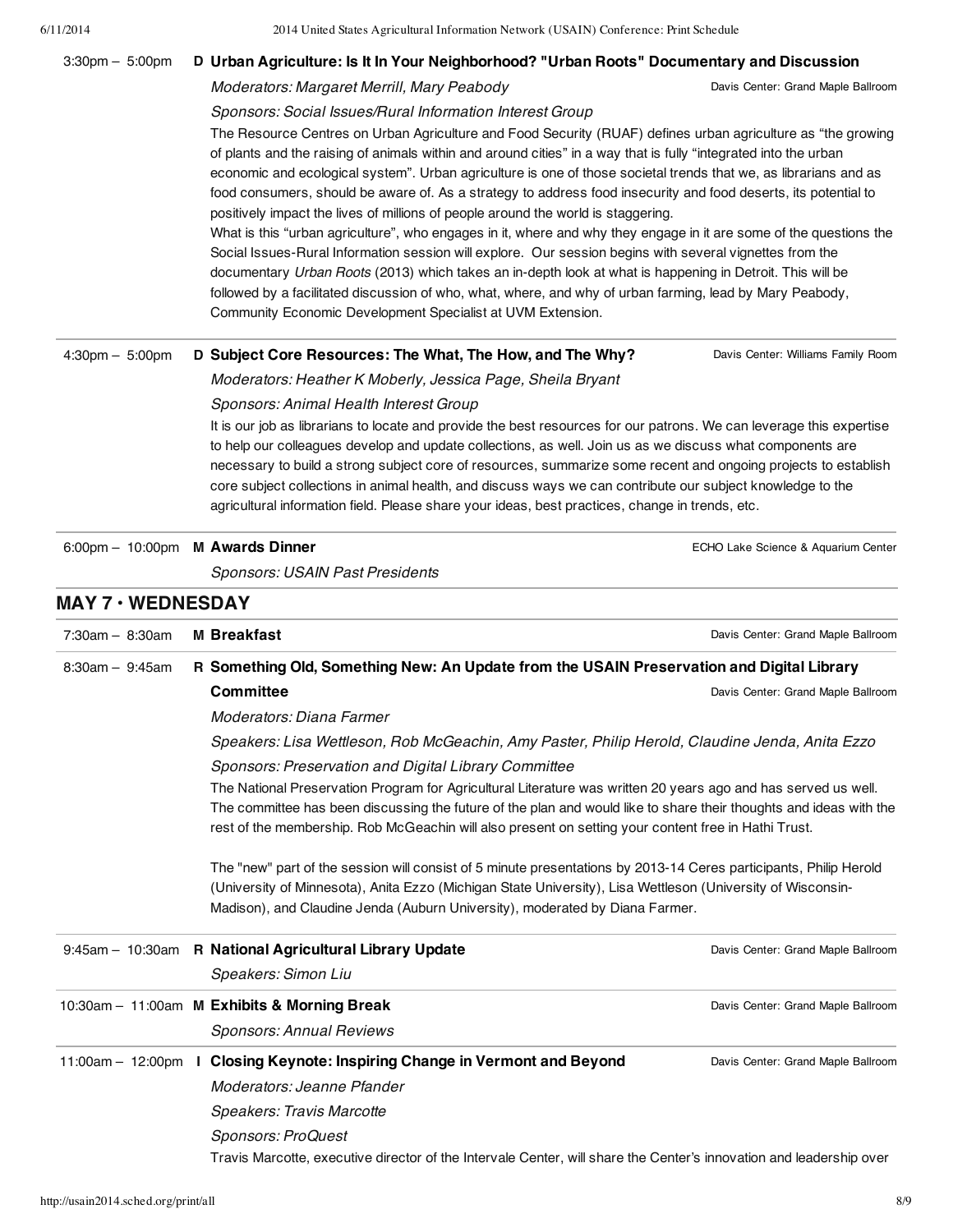3:30pm – 5:00pm **D Urban Agriculture: Is It In Your Neighborhood? "Urban Roots" Documentary and Discussion**

*Moderators: Margaret Merrill, Mary Peabody*

Davis Center: Grand Maple Ballroom

*Sponsors: Social Issues/Rural Information Interest Group*

The Resource Centres on Urban Agriculture and Food Security (RUAF) defines urban agriculture as "the growing of plants and the raising of animals within and around cities" in a way that is fully "integrated into the urban economic and ecological system". Urban agriculture is one of those societal trends that we, as librarians and as food consumers, should be aware of. As a strategy to address food insecurity and food deserts, its potential to positively impact the lives of millions of people around the world is staggering.

What is this "urban agriculture", who engages in it, where and why they engage in it are some of the questions the Social Issues-Rural Information session will explore. Our session begins with several vignettes from the documentary *Urban Roots* (2013) which takes an in-depth look at what is happening in Detroit. This will be followed by a facilitated discussion of who, what, where, and why of urban farming, lead by Mary Peabody, Community Economic Development Specialist at UVM Extension.

---

4:30pm – 5:00pm **D Subject Core Resources: The What, The How, and The Why?**

Davis Center: Williams Family Room

*Moderators: Heather K Moberly, Jessica Page, Sheila Bryant*

*Sponsors: Animal Health Interest Group*

It is our job as librarians to locate and provide the best resources for our patrons. We can leverage this expertise to help our colleagues develop and update collections, as well. Join us as we discuss what components are necessary to build a strong subject core of resources, summarize some recent and ongoing projects to establish core subject collections in animal health, and discuss ways we can contribute our subject knowledge to the agricultural information field. Please share your ideas, best practices, change in trends, etc.

---

6:00pm – 10:00pm **M Awards Dinner**

ECHO Lake Science & Aquarium Center

*Sponsors: USAIN Past Presidents*

## MAY 7 • WEDNESDAY

7:30am – 8:30am **M Breakfast**

Davis Center: Grand Maple Ballroom

---

8:30am – 9:45am **R Something Old, Something New: An Update from the USAIN Preservation and Digital Library Committee**

Davis Center: Grand Maple Ballroom

*Moderators: Diana Farmer*

*Speakers: Lisa Wettleson, Rob McGeachin, Amy Paster, Philip Herold, Claudine Jenda, Anita Ezzo*

*Sponsors: Preservation and Digital Library Committee*

The National Preservation Program for Agricultural Literature was written 20 years ago and has served us well. The committee has been discussing the future of the plan and would like to share their thoughts and ideas with the rest of the membership. Rob McGeachin will also present on setting your content free in Hathi Trust.

The "new" part of the session will consist of 5 minute presentations by 2013-14 Ceres participants, Philip Herold (University of Minnesota), Anita Ezzo (Michigan State University), Lisa Wettleson (University of Wisconsin-Madison), and Claudine Jenda (Auburn University), moderated by Diana Farmer.

---

9:45am – 10:30am **R National Agricultural Library Update**

Davis Center: Grand Maple Ballroom

*Speakers: Simon Liu*

---

10:30am – 11:00am **M Exhibits & Morning Break**

Davis Center: Grand Maple Ballroom

*Sponsors: Annual Reviews*

---

11:00am – 12:00pm **I Closing Keynote: Inspiring Change in Vermont and Beyond**

Davis Center: Grand Maple Ballroom

*Moderators: Jeanne Pfander*

*Speakers: Travis Marcotte*

*Sponsors: ProQuest*

Travis Marcotte, executive director of the Intervale Center, will share the Center's innovation and leadership over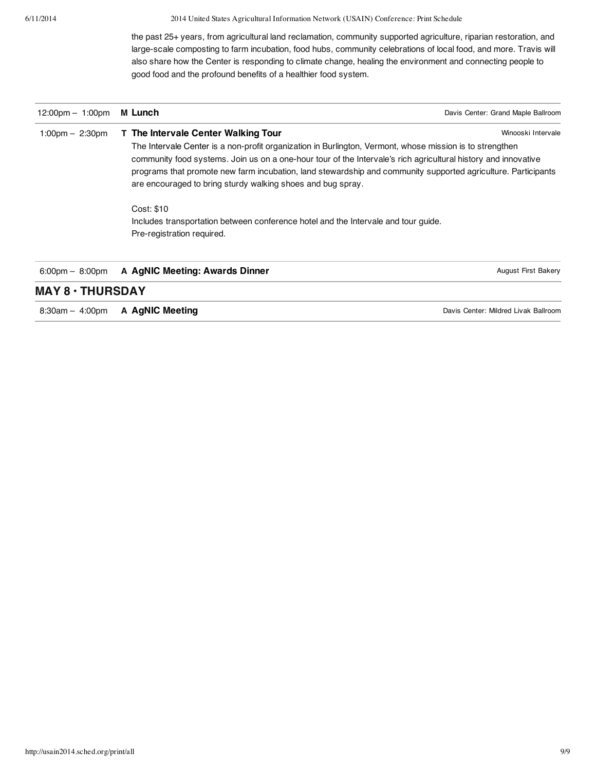the past 25+ years, from agricultural land reclamation, community supported agriculture, riparian restoration, and large-scale composting to farm incubation, food hubs, community celebrations of local food, and more. Travis will also share how the Center is responding to climate change, healing the environment and connecting people to good food and the profound benefits of a healthier food system.

---

12:00pm – 1:00pm **M Lunch** — Davis Center: Grand Maple Ballroom

---

1:00pm – 2:30pm **T The Intervale Center Walking Tour** — Winooski Intervale

The Intervale Center is a non-profit organization in Burlington, Vermont, whose mission is to strengthen community food systems. Join us on a one-hour tour of the Intervale's rich agricultural history and innovative programs that promote new farm incubation, land stewardship and community supported agriculture. Participants are encouraged to bring sturdy walking shoes and bug spray.

Cost: $10
Includes transportation between conference hotel and the Intervale and tour guide.
Pre-registration required.

---

6:00pm – 8:00pm **A AgNIC Meeting: Awards Dinner** — August First Bakery

## MAY 8 · THURSDAY

8:30am – 4:00pm **A AgNIC Meeting** — Davis Center: Mildred Livak Ballroom